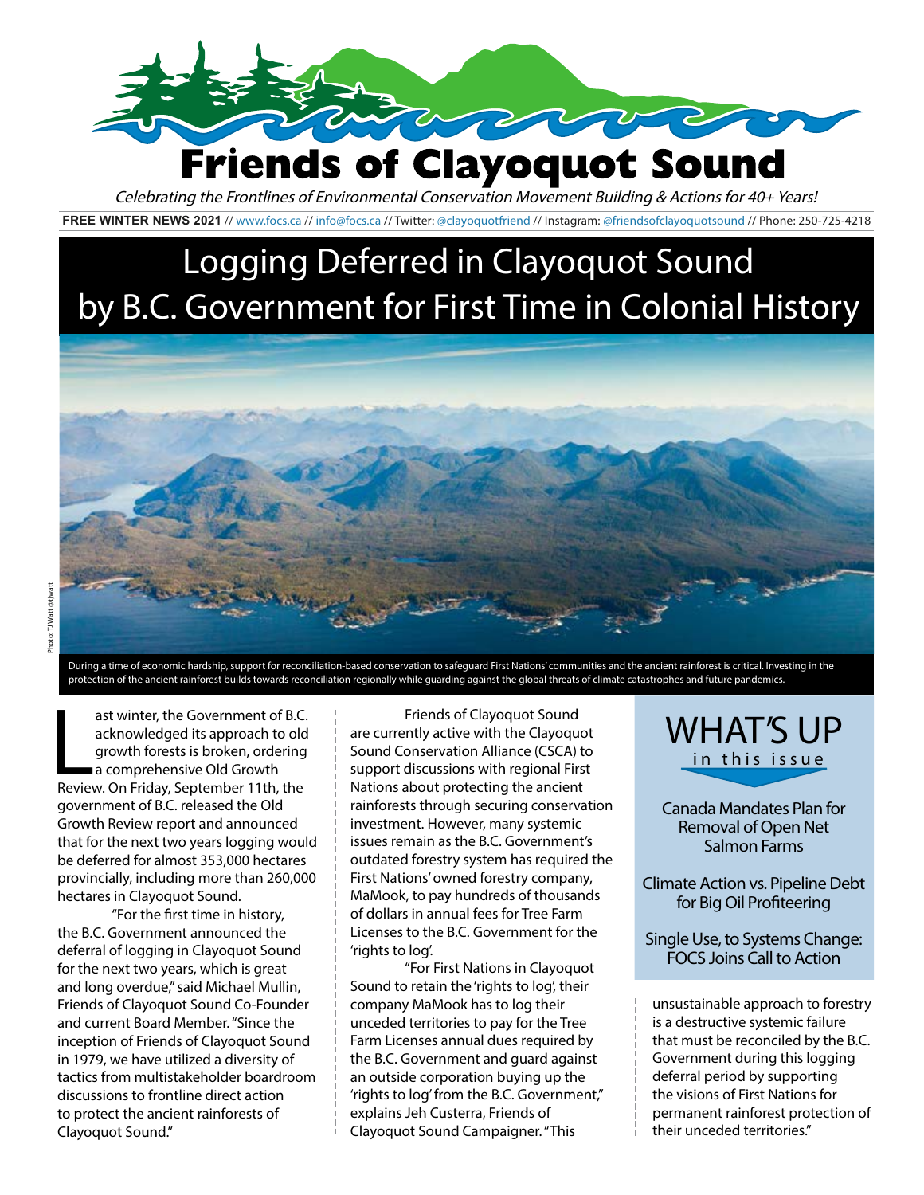# Friends of Clayoquot Sound

*Celebrating the Frontlines of Environmental Conservation Movement Building & Actions for 40+ Years!*

**FREE WINTER NEWS 2021** // www.focs.ca // info@focs.ca // Twitter: @clayoquotfriend // Instagram: @friendsofclayoquotsound // Phone: 250-725-4218

## Logging Deferred in Clayoquot Sound by B.C. Government for First Time in Colonial History

Photo: TJ Watt @tjwatt

During a time of economic hardship, support for reconciliation-based conservation to safeguard First Nations' communities and the ancient rainforest is critical. Investing in the protection of the ancient rainforest builds towards reconciliation regionally while guarding against the global threats of climate catastrophes and future pandemics.

Last winter, the Government of B.C. acknowledged its approach to old growth forests is broken, ordering a comprehensive Old Growth Review. On Friday, September 11th, the government of B.C. released the Old Growth Review report and announced that for the next two years logging would be deferred for almost 353,000 hectares provincially, including more than 260,000 hectares in Clayoquot Sound.

"For the first time in history, the B.C. Government announced the deferral of logging in Clayoquot Sound for the next two years, which is great and long overdue," said Michael Mullin, Friends of Clayoquot Sound Co-Founder and current Board Member. "Since the inception of Friends of Clayoquot Sound in 1979, we have utilized a diversity of tactics from multistakeholder boardroom discussions to frontline direct action to protect the ancient rainforests of Clayoquot Sound."

Friends of Clayoquot Sound are currently active with the Clayoquot Sound Conservation Alliance (CSCA) to support discussions with regional First Nations about protecting the ancient rainforests through securing conservation investment. However, many systemic issues remain as the B.C. Government's outdated forestry system has required the First Nations' owned forestry company, MaMook, to pay hundreds of thousands of dollars in annual fees for Tree Farm Licenses to the B.C. Government for the 'rights to log'.

"For First Nations in Clayoquot Sound to retain the 'rights to log', their company MaMook has to log their unceded territories to pay for the Tree Farm Licenses annual dues required by the B.C. Government and guard against an outside corporation buying up the 'rights to log' from the B.C. Government," explains Jeh Custerra, Friends of Clayoquot Sound Campaigner. "This unsustainable approach to forestry is a destructive systemic failure that must be reconciled by the B.C. Government during this logging deferral period by supporting the visions of First Nations for permanent rainforest protection of their unceded territories."

### WHAT'S UP in this issue

Canada Mandates Plan for Removal of Open Net Salmon Farms

Climate Action vs. Pipeline Debt for Big Oil Profiteering

Single Use, to Systems Change: FOCS Joins Call to Action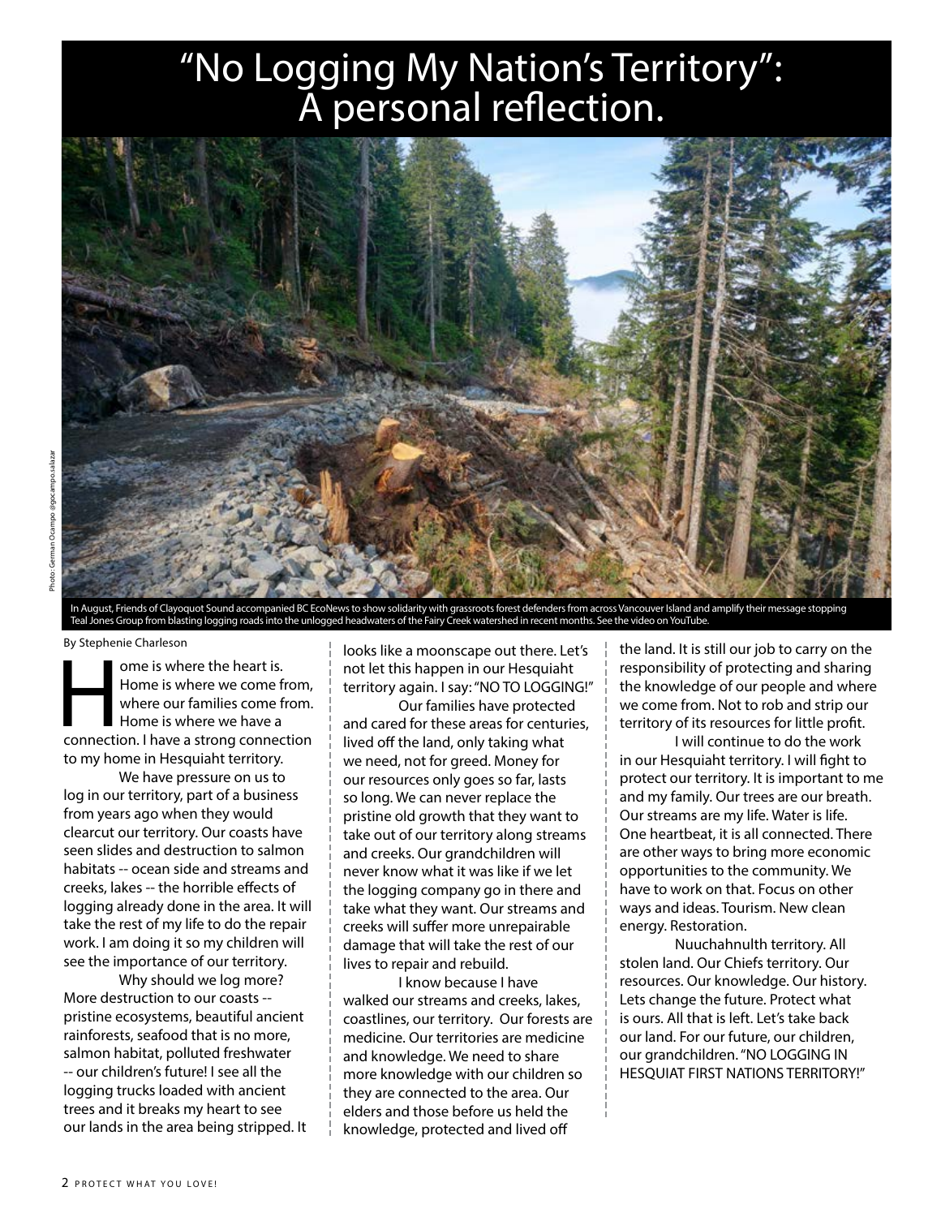# "No Logging My Nation's Territory": A personal reflection.

Photo: German Ocampo @gocampo.salazar

In August, Friends of Clayoquot Sound accompanied BC EcoNews to show solidarity with grassroots forest defenders from across Vancouver Island and amplify their message stopping Teal Jones Group from blasting logging roads into the unlogged headwaters of the Fairy Creek watershed in recent months. See the video on YouTube.

By Stephenie Charleson

Home is where the heart is. Home is where we come from, where our families come from. Home is where we have a connection. I have a strong connection to my home in Hesquiaht territory.

We have pressure on us to log in our territory, part of a business from years ago when they would clearcut our territory. Our coasts have seen slides and destruction to salmon habitats -- ocean side and streams and creeks, lakes -- the horrible effects of logging already done in the area. It will take the rest of my life to do the repair work. I am doing it so my children will see the importance of our territory.

Why should we log more? More destruction to our coasts -- pristine ecosystems, beautiful ancient rainforests, seafood that is no more, salmon habitat, polluted freshwater -- our children's future! I see all the logging trucks loaded with ancient trees and it breaks my heart to see our lands in the area being stripped. It looks like a moonscape out there. Let's not let this happen in our Hesquiaht territory again. I say: "NO TO LOGGING!"

Our families have protected and cared for these areas for centuries, lived off the land, only taking what we need, not for greed. Money for our resources only goes so far, lasts so long. We can never replace the pristine old growth that they want to take out of our territory along streams and creeks. Our grandchildren will never know what it was like if we let the logging company go in there and take what they want. Our streams and creeks will suffer more unrepairable damage that will take the rest of our lives to repair and rebuild.

I know because I have walked our streams and creeks, lakes, coastlines, our territory. Our forests are medicine. Our territories are medicine and knowledge. We need to share more knowledge with our children so they are connected to the area. Our elders and those before us held the knowledge, protected and lived off the land. It is still our job to carry on the responsibility of protecting and sharing the knowledge of our people and where we come from. Not to rob and strip our territory of its resources for little profit.

I will continue to do the work in our Hesquiaht territory. I will fight to protect our territory. It is important to me and my family. Our trees are our breath. Our streams are my life. Water is life. One heartbeat, it is all connected. There are other ways to bring more economic opportunities to the community. We have to work on that. Focus on other ways and ideas. Tourism. New clean energy. Restoration.

Nuuchahnulth territory. All stolen land. Our Chiefs territory. Our resources. Our knowledge. Our history. Lets change the future. Protect what is ours. All that is left. Let's take back our land. For our future, our children, our grandchildren. "NO LOGGING IN HESQUIAT FIRST NATIONS TERRITORY!"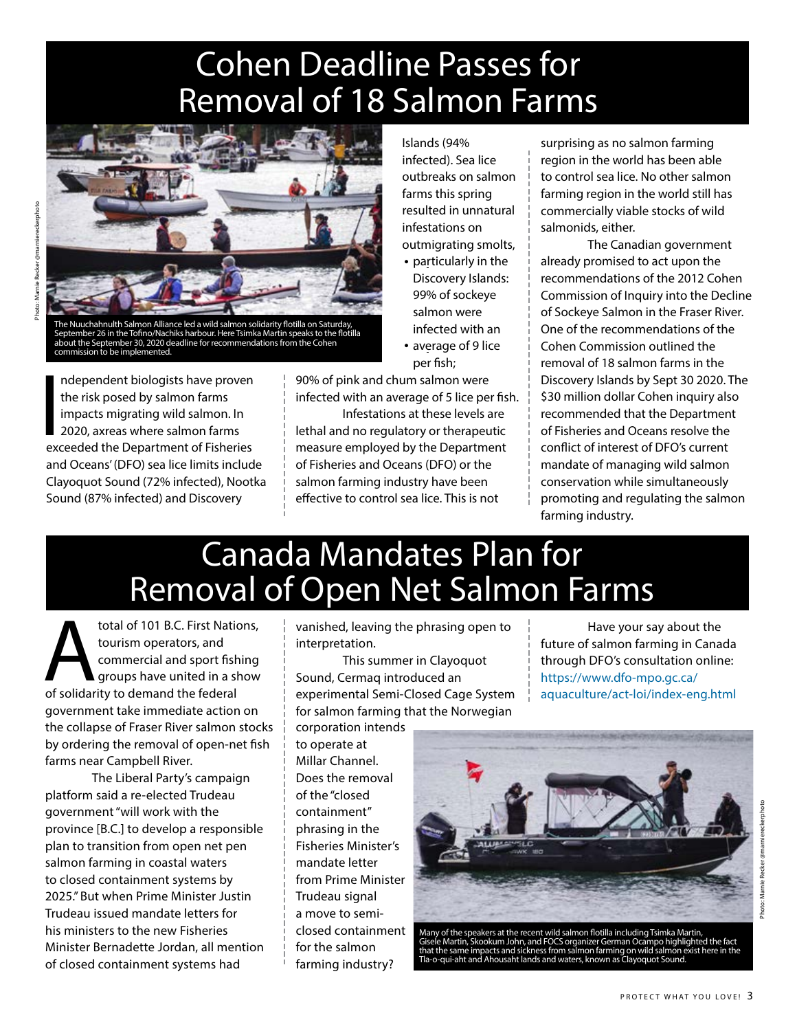# Cohen Deadline Passes for Removal of 18 Salmon Farms

Photo: Marnie Recker @marnieireckerphoto

The Nuuchahnulth Salmon Alliance led a wild salmon solidarity flotilla on Saturday, September 26 in the Tofino/Nachiks harbour. Here Tsimka Martin speaks to the flotilla about the September 30, 2020 deadline for recommendations from the Cohen commission to be implemented.

Independent biologists have proven the risk posed by salmon farms impacts migrating wild salmon. In 2020, axreas where salmon farms exceeded the Department of Fisheries and Oceans' (DFO) sea lice limits include Clayoquot Sound (72% infected), Nootka Sound (87% infected) and Discovery Islands (94% infected). Sea lice outbreaks on salmon farms this spring resulted in unnatural infestations on outmigrating smolts, particularly in the Discovery Islands:

- 99% of sockeye salmon were infected with an average of 9 lice per fish;
- 90% of pink and chum salmon were infected with an average of 5 lice per fish.

Infestations at these levels are lethal and no regulatory or therapeutic measure employed by the Department of Fisheries and Oceans (DFO) or the salmon farming industry have been effective to control sea lice. This is not surprising as no salmon farming region in the world has been able to control sea lice. No other salmon farming region in the world still has commercially viable stocks of wild salmonids, either.

The Canadian government already promised to act upon the recommendations of the 2012 Cohen Commission of Inquiry into the Decline of Sockeye Salmon in the Fraser River. One of the recommendations of the Cohen Commission outlined the removal of 18 salmon farms in the Discovery Islands by Sept 30 2020. The $30 million dollar Cohen inquiry also recommended that the Department of Fisheries and Oceans resolve the conflict of interest of DFO's current mandate of managing wild salmon conservation while simultaneously promoting and regulating the salmon farming industry.

# Canada Mandates Plan for Removal of Open Net Salmon Farms

A total of 101 B.C. First Nations, tourism operators, and commercial and sport fishing groups have united in a show of solidarity to demand the federal government take immediate action on the collapse of Fraser River salmon stocks by ordering the removal of open-net fish farms near Campbell River.

The Liberal Party's campaign platform said a re-elected Trudeau government "will work with the province [B.C.] to develop a responsible plan to transition from open net pen salmon farming in coastal waters to closed containment systems by 2025." But when Prime Minister Justin Trudeau issued mandate letters for his ministers to the new Fisheries Minister Bernadette Jordan, all mention of closed containment systems had vanished, leaving the phrasing open to interpretation.

This summer in Clayoquot Sound, Cermaq introduced an experimental Semi-Closed Cage System for salmon farming that the Norwegian corporation intends to operate at Millar Channel. Does the removal of the "closed containment" phrasing in the Fisheries Minister's mandate letter from Prime Minister Trudeau signal a move to semi-closed containment for the salmon farming industry?

Have your say about the future of salmon farming in Canada through DFO's consultation online: https://www.dfo-mpo.gc.ca/aquaculture/act-loi/index-eng.html

Photo: Marnie Recker @marnieireckerphoto

Many of the speakers at the recent wild salmon flotilla including Tsimka Martin, Gisele Martin, Skookum John, and FOCS organizer German Ocampo highlighted the fact that the same impacts and sickness from salmon farming on wild salmon exist here in the Tla-o-qui-aht and Ahousaht lands and waters, known as Clayoquot Sound.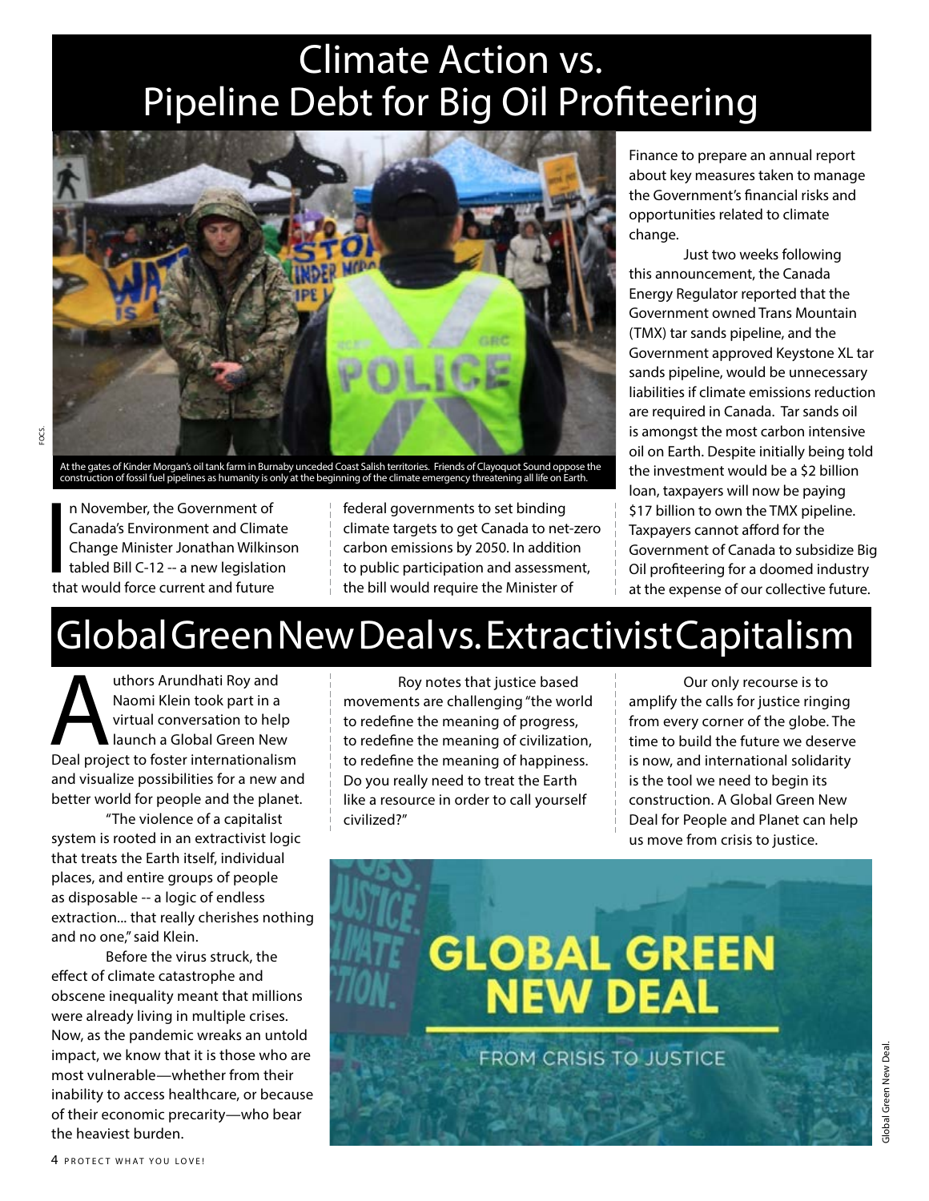# Climate Action vs. Pipeline Debt for Big Oil Profiteering

At the gates of Kinder Morgan's oil tank farm in Burnaby unceded Coast Salish territories. Friends of Clayoquot Sound oppose the construction of fossil fuel pipelines as humanity is only at the beginning of the climate emergency threatening all life on Earth.

FOCS.

In November, the Government of Canada's Environment and Climate Change Minister Jonathan Wilkinson tabled Bill C-12 -- a new legislation that would force current and future federal governments to set binding climate targets to get Canada to net-zero carbon emissions by 2050. In addition to public participation and assessment, the bill would require the Minister of Finance to prepare an annual report about key measures taken to manage the Government's financial risks and opportunities related to climate change.

Just two weeks following this announcement, the Canada Energy Regulator reported that the Government owned Trans Mountain (TMX) tar sands pipeline, and the Government approved Keystone XL tar sands pipeline, would be unnecessary liabilities if climate emissions reduction are required in Canada. Tar sands oil is amongst the most carbon intensive oil on Earth. Despite initially being told the investment would be a $2 billion loan, taxpayers will now be paying $17 billion to own the TMX pipeline. Taxpayers cannot afford for the Government of Canada to subsidize Big Oil profiteering for a doomed industry at the expense of our collective future.

# Global Green New Deal vs. Extractivist Capitalism

Authors Arundhati Roy and Naomi Klein took part in a virtual conversation to help launch a Global Green New Deal project to foster internationalism and visualize possibilities for a new and better world for people and the planet.

"The violence of a capitalist system is rooted in an extractivist logic that treats the Earth itself, individual places, and entire groups of people as disposable -- a logic of endless extraction... that really cherishes nothing and no one," said Klein.

Before the virus struck, the effect of climate catastrophe and obscene inequality meant that millions were already living in multiple crises. Now, as the pandemic wreaks an untold impact, we know that it is those who are most vulnerable—whether from their inability to access healthcare, or because of their economic precarity—who bear the heaviest burden.

Roy notes that justice based movements are challenging "the world to redefine the meaning of progress, to redefine the meaning of civilization, to redefine the meaning of happiness. Do you really need to treat the Earth like a resource in order to call yourself civilized?"

Our only recourse is to amplify the calls for justice ringing from every corner of the globe. The time to build the future we deserve is now, and international solidarity is the tool we need to begin its construction. A Global Green New Deal for People and Planet can help us move from crisis to justice.

GLOBAL GREEN NEW DEAL

FROM CRISIS TO JUSTICE

Global Green New Deal.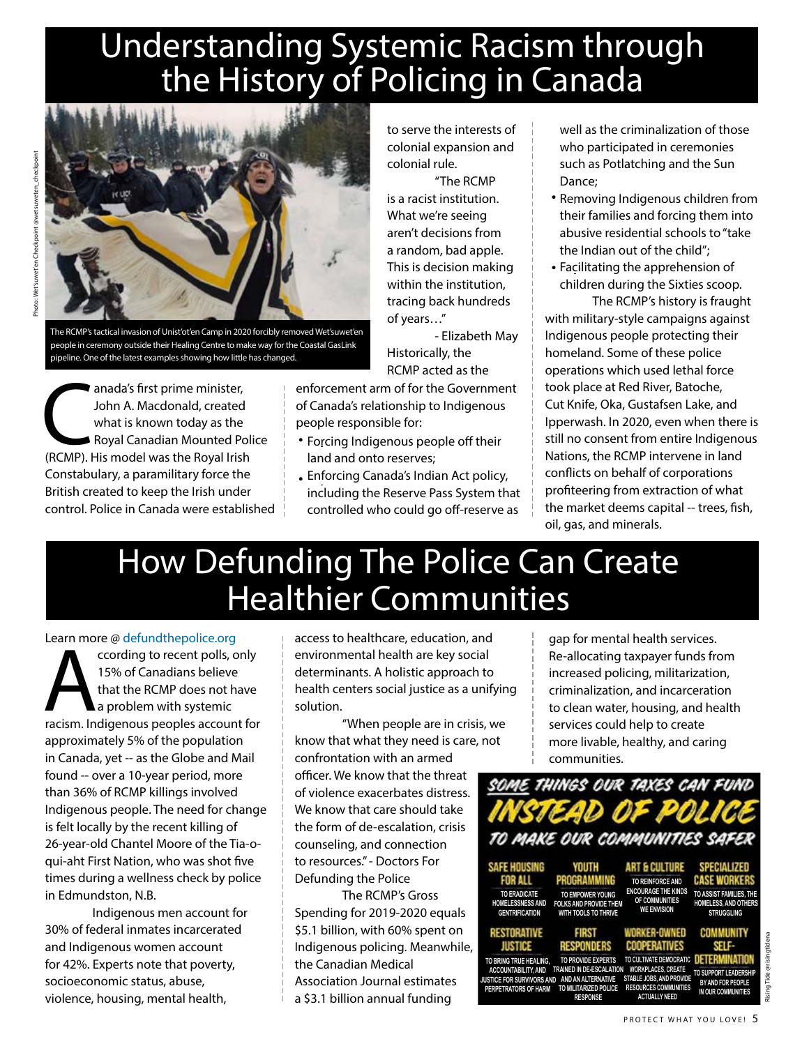# Understanding Systemic Racism through the History of Policing in Canada

Photo: Wet'suwet'en Checkpoint @wetsuweten_checkpoint

The RCMP's tactical invasion of Unist'ot'en Camp in 2020 forcibly removed Wet'suwet'en people in ceremony outside their Healing Centre to make way for the Coastal GasLink pipeline. One of the latest examples showing how little has changed.

Canada's first prime minister, John A. Macdonald, created what is known today as the Royal Canadian Mounted Police (RCMP). His model was the Royal Irish Constabulary, a paramilitary force the British created to keep the Irish under control. Police in Canada were established to serve the interests of colonial expansion and colonial rule.

"The RCMP is a racist institution. What we're seeing aren't decisions from a random, bad apple. This is decision making within the institution, tracing back hundreds of years…"

- Elizabeth May

Historically, the RCMP acted as the enforcement arm of for the Government of Canada's relationship to Indigenous people responsible for:

- Forcing Indigenous people off their land and onto reserves;
- Enforcing Canada's Indian Act policy, including the Reserve Pass System that controlled who could go off-reserve as well as the criminalization of those who participated in ceremonies such as Potlatching and the Sun Dance;
- Removing Indigenous children from their families and forcing them into abusive residential schools to "take the Indian out of the child";
- Facilitating the apprehension of children during the Sixties scoop.

The RCMP's history is fraught with military-style campaigns against Indigenous people protecting their homeland. Some of these police operations which used lethal force took place at Red River, Batoche, Cut Knife, Oka, Gustafsen Lake, and Ipperwash. In 2020, even when there is still no consent from entire Indigenous Nations, the RCMP intervene in land conflicts on behalf of corporations profiteering from extraction of what the market deems capital -- trees, fish, oil, gas, and minerals.

# How Defunding The Police Can Create Healthier Communities

Learn more @ defundthepolice.org

According to recent polls, only 15% of Canadians believe that the RCMP does not have a problem with systemic racism. Indigenous peoples account for approximately 5% of the population in Canada, yet -- as the Globe and Mail found -- over a 10-year period, more than 36% of RCMP killings involved Indigenous people. The need for change is felt locally by the recent killing of 26-year-old Chantel Moore of the Tia-o-qui-aht First Nation, who was shot five times during a wellness check by police in Edmundston, N.B.

Indigenous men account for 30% of federal inmates incarcerated and Indigenous women account for 42%. Experts note that poverty, socioeconomic status, abuse, violence, housing, mental health, access to healthcare, education, and environmental health are key social determinants. A holistic approach to health centers social justice as a unifying solution.

"When people are in crisis, we know that what they need is care, not confrontation with an armed officer. We know that the threat of violence exacerbates distress. We know that care should take the form of de-escalation, crisis counseling, and connection to resources." - Doctors For Defunding the Police

The RCMP's Gross Spending for 2019-2020 equals $5.1 billion, with 60% spent on Indigenous policing. Meanwhile, the Canadian Medical Association Journal estimates a $3.1 billion annual funding gap for mental health services. Re-allocating taxpayer funds from increased policing, militarization, criminalization, and incarceration to clean water, housing, and health services could help to create more livable, healthy, and caring communities.

**SOME THINGS OUR TAXES CAN FUND INSTEAD OF POLICE TO MAKE OUR COMMUNITIES SAFER**

- **SAFE HOUSING FOR ALL** — TO ERADICATE HOMELESSNESS AND GENTRIFICATION
- **YOUTH PROGRAMMING** — TO EMPOWER YOUNG FOLKS AND PROVIDE THEM WITH TOOLS TO THRIVE
- **ART & CULTURE** — TO REINFORCE AND ENCOURAGE THE KINDS OF COMMUNITIES WE ENVISION
- **SPECIALIZED CASE WORKERS** — TO ASSIST FAMILIES, THE HOMELESS, AND OTHERS STRUGGLING
- **RESTORATIVE JUSTICE** — TO BRING TRUE HEALING, ACCOUNTABILITY, AND JUSTICE FOR SURVIVORS AND PERPETRATORS OF HARM
- **FIRST RESPONDERS** — TO PROVIDE EXPERTS TRAINED IN DE-ESCALATION AND AN ALTERNATIVE TO MILITARIZED POLICE RESPONSE
- **WORKER-OWNED COOPERATIVES** — TO CULTIVATE DEMOCRATIC WORKPLACES, CREATE STABLE JOBS, AND PROVIDE RESOURCES COMMUNITIES ACTUALLY NEED
- **COMMUNITY SELF-DETERMINATION** — TO SUPPORT LEADERSHIP BY AND FOR PEOPLE IN OUR COMMUNITIES

Rising Tide @risingtidena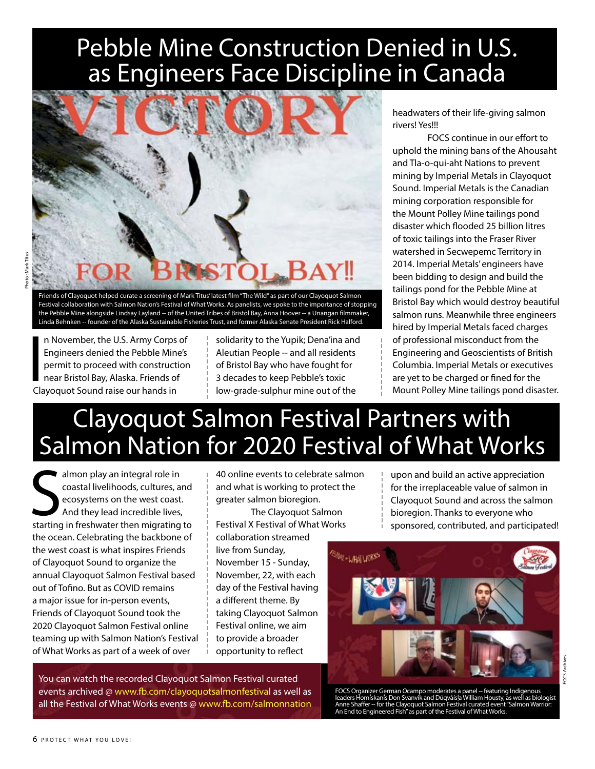# Pebble Mine Construction Denied in U.S. as Engineers Face Discipline in Canada

Photo: Mark Titus

Friends of Clayoquot helped curate a screening of Mark Titus' latest film "The Wild" as part of our Clayoquot Salmon Festival collaboration with Salmon Nation's Festival of What Works. As panelists, we spoke to the importance of stopping the Pebble Mine alongside Lindsay Layland -- of the United Tribes of Bristol Bay, Anna Hoover -- a Unangan filmmaker, Linda Behnken -- founder of the Alaska Sustainable Fisheries Trust, and former Alaska Senate President Rick Halford.

In November, the U.S. Army Corps of Engineers denied the Pebble Mine's permit to proceed with construction near Bristol Bay, Alaska. Friends of Clayoquot Sound raise our hands in solidarity to the Yupik; Dena'ina and Aleutian People -- and all residents of Bristol Bay who have fought for 3 decades to keep Pebble's toxic low-grade-sulphur mine out of the headwaters of their life-giving salmon rivers! Yes!!!

FOCS continue in our effort to uphold the mining bans of the Ahousaht and Tla-o-qui-aht Nations to prevent mining by Imperial Metals in Clayoquot Sound. Imperial Metals is the Canadian mining corporation responsible for the Mount Polley Mine tailings pond disaster which flooded 25 billion litres of toxic tailings into the Fraser River watershed in Secwepemc Territory in 2014. Imperial Metals' engineers have been bidding to design and build the tailings pond for the Pebble Mine at Bristol Bay which would destroy beautiful salmon runs. Meanwhile three engineers hired by Imperial Metals faced charges of professional misconduct from the Engineering and Geoscientists of British Columbia. Imperial Metals or executives are yet to be charged or fined for the Mount Polley Mine tailings pond disaster.

# Clayoquot Salmon Festival Partners with Salmon Nation for 2020 Festival of What Works

Salmon play an integral role in coastal livelihoods, cultures, and ecosystems on the west coast. And they lead incredible lives, starting in freshwater then migrating to the ocean. Celebrating the backbone of the west coast is what inspires Friends of Clayoquot Sound to organize the annual Clayoquot Salmon Festival based out of Tofino. But as COVID remains a major issue for in-person events, Friends of Clayoquot Sound took the 2020 Clayoquot Salmon Festival online teaming up with Salmon Nation's Festival of What Works as part of a week of over 40 online events to celebrate salmon and what is working to protect the greater salmon bioregion.

The Clayoquot Salmon Festival X Festival of What Works collaboration streamed live from Sunday, November 15 - Sunday, November, 22, with each day of the Festival having a different theme. By taking Clayoquot Salmon Festival online, we aim to provide a broader opportunity to reflect upon and build an active appreciation for the irreplaceable value of salmon in Clayoquot Sound and across the salmon bioregion. Thanks to everyone who sponsored, contributed, and participated!

You can watch the recorded Clayoquot Salmon Festival curated events archived @ www.fb.com/clayoquotsalmonfestival as well as all the Festival of What Works events @ www.fb.com/salmonnation

FOCS Archives.

FOCS Organizer German Ocampo moderates a panel -- featuring Indigenous leaders Homiskanis Don Svanvik and Dúqváísla William Housty, as well as biologist Anne Shaffer -- for the Clayoquot Salmon Festival curated event "Salmon Warrior: An End to Engineered Fish" as part of the Festival of What Works.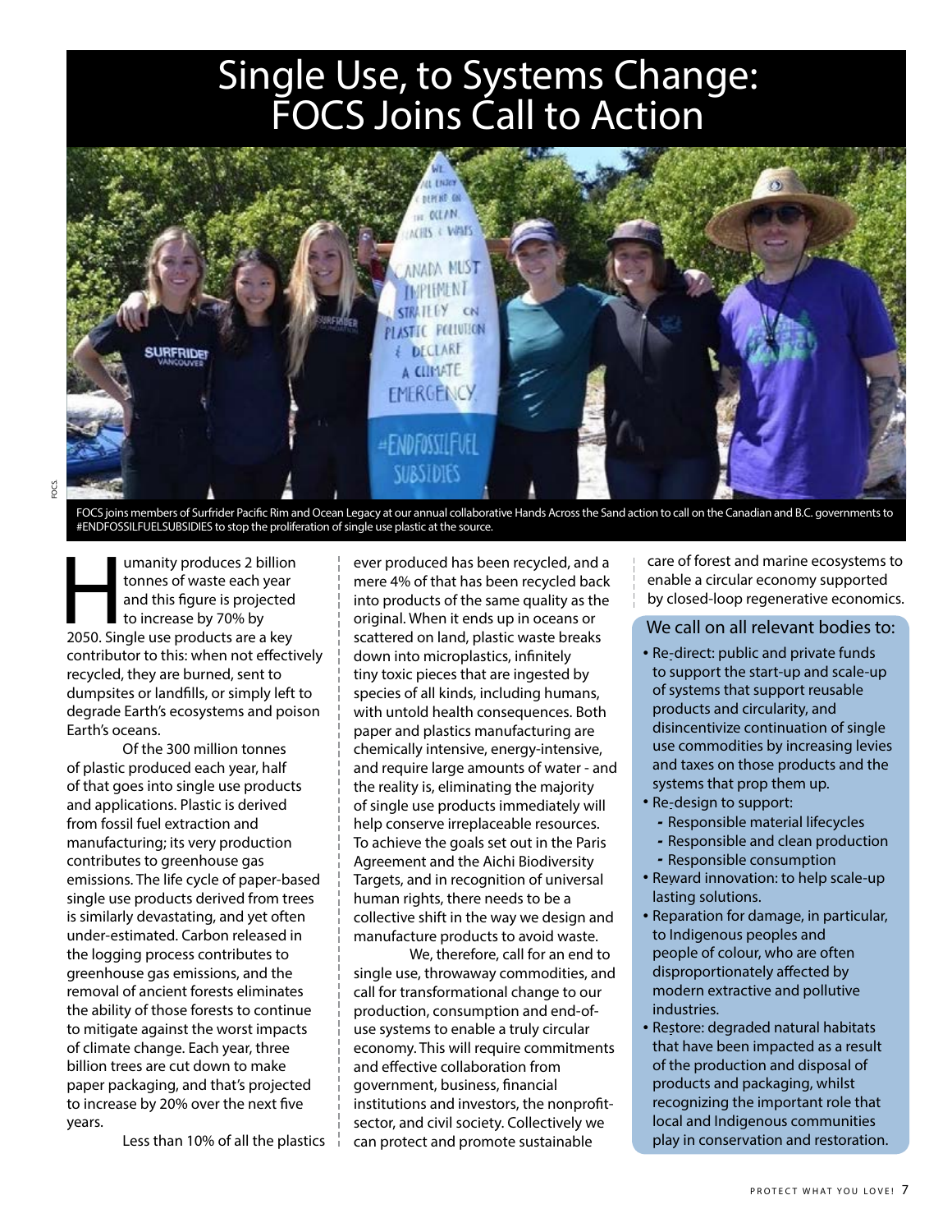# Single Use, to Systems Change: FOCS Joins Call to Action

FOCS joins members of Surfrider Pacific Rim and Ocean Legacy at our annual collaborative Hands Across the Sand action to call on the Canadian and B.C. governments to #ENDFOSSILFUELSUBSIDIES to stop the proliferation of single use plastic at the source.

Humanity produces 2 billion tonnes of waste each year and this figure is projected to increase by 70% by 2050. Single use products are a key contributor to this: when not effectively recycled, they are burned, sent to dumpsites or landfills, or simply left to degrade Earth's ecosystems and poison Earth's oceans.

Of the 300 million tonnes of plastic produced each year, half of that goes into single use products and applications. Plastic is derived from fossil fuel extraction and manufacturing; its very production contributes to greenhouse gas emissions. The life cycle of paper-based single use products derived from trees is similarly devastating, and yet often under-estimated. Carbon released in the logging process contributes to greenhouse gas emissions, and the removal of ancient forests eliminates the ability of those forests to continue to mitigate against the worst impacts of climate change. Each year, three billion trees are cut down to make paper packaging, and that's projected to increase by 20% over the next five years.

Less than 10% of all the plastics ever produced has been recycled, and a mere 4% of that has been recycled back into products of the same quality as the original. When it ends up in oceans or scattered on land, plastic waste breaks down into microplastics, infinitely tiny toxic pieces that are ingested by species of all kinds, including humans, with untold health consequences. Both paper and plastics manufacturing are chemically intensive, energy-intensive, and require large amounts of water - and the reality is, eliminating the majority of single use products immediately will help conserve irreplaceable resources. To achieve the goals set out in the Paris Agreement and the Aichi Biodiversity Targets, and in recognition of universal human rights, there needs to be a collective shift in the way we design and manufacture products to avoid waste.

We, therefore, call for an end to single use, throwaway commodities, and call for transformational change to our production, consumption and end-of-use systems to enable a truly circular economy. This will require commitments and effective collaboration from government, business, financial institutions and investors, the nonprofit-sector, and civil society. Collectively we can protect and promote sustainable care of forest and marine ecosystems to enable a circular economy supported by closed-loop regenerative economics.

## We call on all relevant bodies to:

- Re-direct: public and private funds to support the start-up and scale-up of systems that support reusable products and circularity, and disincentivize continuation of single use commodities by increasing levies and taxes on those products and the systems that prop them up.
- Re-design to support:
  - Responsible material lifecycles
  - Responsible and clean production
  - Responsible consumption
- Reward innovation: to help scale-up lasting solutions.
- Reparation for damage, in particular, to Indigenous peoples and people of colour, who are often disproportionately affected by modern extractive and pollutive industries.
- Restore: degraded natural habitats that have been impacted as a result of the production and disposal of products and packaging, whilst recognizing the important role that local and Indigenous communities play in conservation and restoration.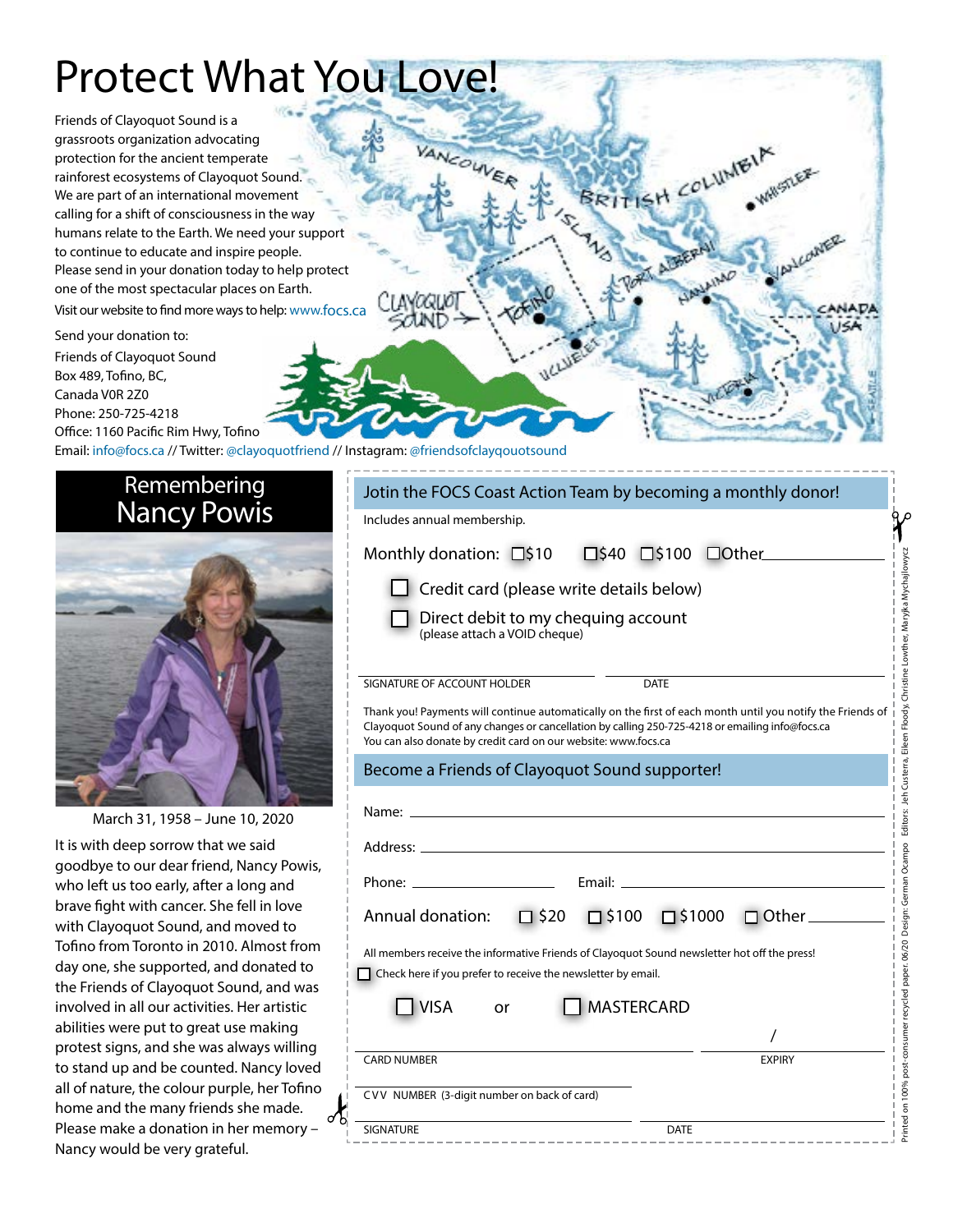# Protect What You Love!

Friends of Clayoquot Sound is a grassroots organization advocating protection for the ancient temperate rainforest ecosystems of Clayoquot Sound. We are part of an international movement calling for a shift of consciousness in the way humans relate to the Earth. We need your support to continue to educate and inspire people. Please send in your donation today to help protect one of the most spectacular places on Earth.

Visit our website to find more ways to help: www.focs.ca

Send your donation to:
Friends of Clayoquot Sound
Box 489, Tofino, BC,
Canada V0R 2Z0
Phone: 250-725-4218
Office: 1160 Pacific Rim Hwy, Tofino
Email: info@focs.ca // Twitter: @clayoquotfriend // Instagram: @friendsofclayqouotsound

## Remembering Nancy Powis

March 31, 1958 – June 10, 2020

It is with deep sorrow that we said goodbye to our dear friend, Nancy Powis, who left us too early, after a long and brave fight with cancer. She fell in love with Clayoquot Sound, and moved to Tofino from Toronto in 2010. Almost from day one, she supported, and donated to the Friends of Clayoquot Sound, and was involved in all our activities. Her artistic abilities were put to great use making protest signs, and she was always willing to stand up and be counted. Nancy loved all of nature, the colour purple, her Tofino home and the many friends she made. Please make a donation in her memory – Nancy would be very grateful.

## Jotin the FOCS Coast Action Team by becoming a monthly donor!

Includes annual membership.

Monthly donation: ☐ $10 ☐ $40 ☐ $100 ☐ Other ________

☐ Credit card (please write details below)

☐ Direct debit to my chequing account
(please attach a VOID cheque)

SIGNATURE OF ACCOUNT HOLDER ________ DATE ________

Thank you! Payments will continue automatically on the first of each month until you notify the Friends of Clayoquot Sound of any changes or cancellation by calling 250-725-4218 or emailing info@focs.ca
You can also donate by credit card on our website: www.focs.ca

## Become a Friends of Clayoquot Sound supporter!

Name: ________

Address: ________

Phone: ________ Email: ________

Annual donation: ☐ $20 ☐ $100 ☐ $1000 ☐ Other ________

All members receive the informative Friends of Clayoquot Sound newsletter hot off the press!

☐ Check here if you prefer to receive the newsletter by email.

☐ VISA or ☐ MASTERCARD

CARD NUMBER ________ EXPIRY ____ / ____

CVV NUMBER (3-digit number on back of card) ________

SIGNATURE ________ DATE ________

Printed on 100% post-consumer recycled paper. 06/20 Design: German Ocampo Editors: Jeh Custerra, Eileen Floody, Christine Lowther, Maryjka Mychajlowycz